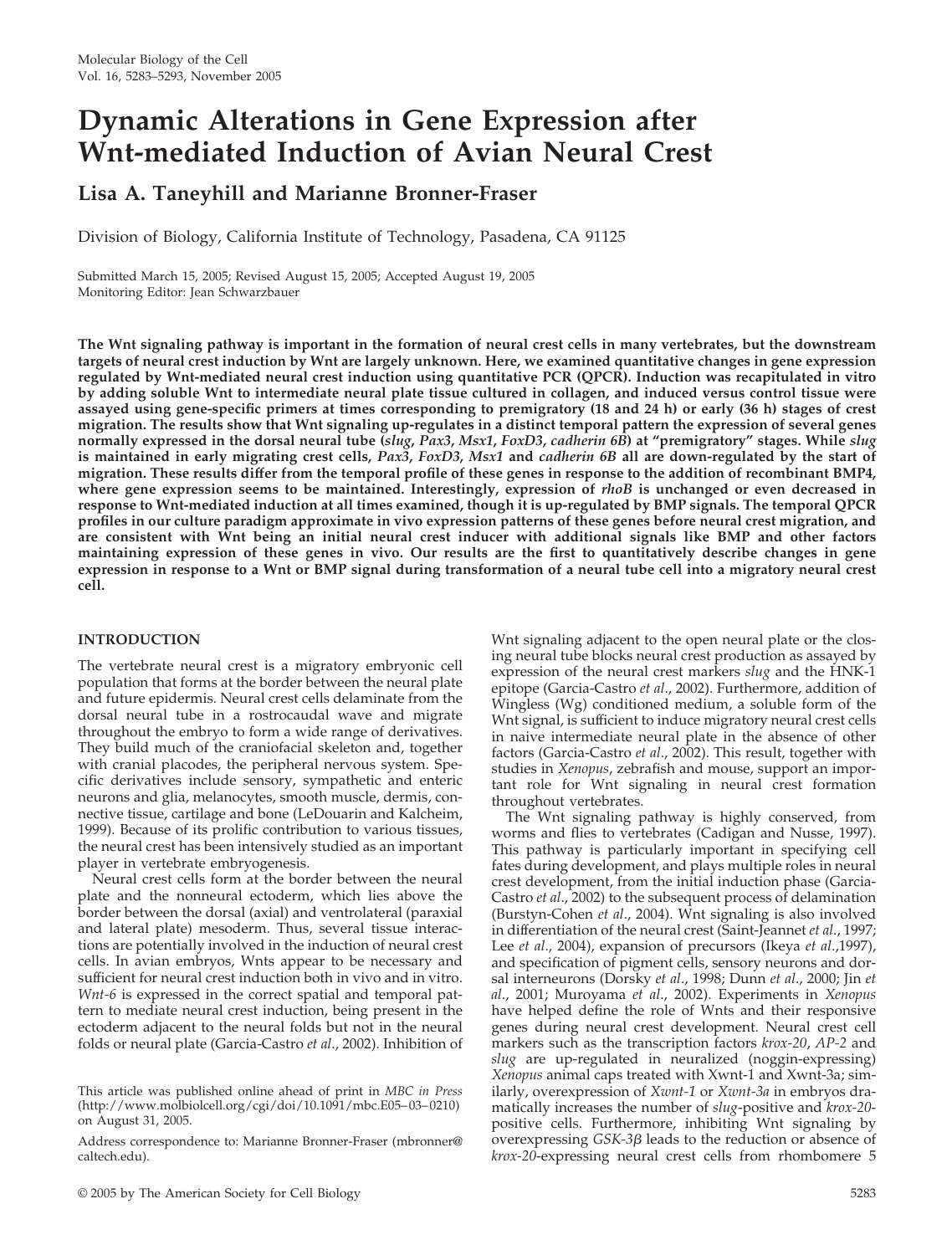# Dynamic Alterations in Gene Expression after Wnt-mediated Induction of Avian Neural Crest

**Lisa A. Taneyhill and Marianne Bronner-Fraser**

Division of Biology, California Institute of Technology, Pasadena, CA 91125

Submitted March 15, 2005; Revised August 15, 2005; Accepted August 19, 2005
Monitoring Editor: Jean Schwarzbauer

**The Wnt signaling pathway is important in the formation of neural crest cells in many vertebrates, but the downstream targets of neural crest induction by Wnt are largely unknown. Here, we examined quantitative changes in gene expression regulated by Wnt-mediated neural crest induction using quantitative PCR (QPCR). Induction was recapitulated in vitro by adding soluble Wnt to intermediate neural plate tissue cultured in collagen, and induced versus control tissue were assayed using gene-specific primers at times corresponding to premigratory (18 and 24 h) or early (36 h) stages of crest migration. The results show that Wnt signaling up-regulates in a distinct temporal pattern the expression of several genes normally expressed in the dorsal neural tube (*slug*, *Pax3*, *Msx1*, *FoxD3*, *cadherin 6B*) at "premigratory" stages. While *slug* is maintained in early migrating crest cells, *Pax3*, *FoxD3*, *Msx1* and *cadherin 6B* all are down-regulated by the start of migration. These results differ from the temporal profile of these genes in response to the addition of recombinant BMP4, where gene expression seems to be maintained. Interestingly, expression of *rhoB* is unchanged or even decreased in response to Wnt-mediated induction at all times examined, though it is up-regulated by BMP signals. The temporal QPCR profiles in our culture paradigm approximate in vivo expression patterns of these genes before neural crest migration, and are consistent with Wnt being an initial neural crest inducer with additional signals like BMP and other factors maintaining expression of these genes in vivo. Our results are the first to quantitatively describe changes in gene expression in response to a Wnt or BMP signal during transformation of a neural tube cell into a migratory neural crest cell.**

## INTRODUCTION

The vertebrate neural crest is a migratory embryonic cell population that forms at the border between the neural plate and future epidermis. Neural crest cells delaminate from the dorsal neural tube in a rostrocaudal wave and migrate throughout the embryo to form a wide range of derivatives. They build much of the craniofacial skeleton and, together with cranial placodes, the peripheral nervous system. Specific derivatives include sensory, sympathetic and enteric neurons and glia, melanocytes, smooth muscle, dermis, connective tissue, cartilage and bone (LeDouarin and Kalcheim, 1999). Because of its prolific contribution to various tissues, the neural crest has been intensively studied as an important player in vertebrate embryogenesis.

Neural crest cells form at the border between the neural plate and the nonneural ectoderm, which lies above the border between the dorsal (axial) and ventrolateral (paraxial and lateral plate) mesoderm. Thus, several tissue interactions are potentially involved in the induction of neural crest cells. In avian embryos, Wnts appear to be necessary and sufficient for neural crest induction both in vivo and in vitro. *Wnt-6* is expressed in the correct spatial and temporal pattern to mediate neural crest induction, being present in the ectoderm adjacent to the neural folds but not in the neural folds or neural plate (Garcia-Castro *et al*., 2002). Inhibition of Wnt signaling adjacent to the open neural plate or the closing neural tube blocks neural crest production as assayed by expression of the neural crest markers *slug* and the HNK-1 epitope (Garcia-Castro *et al*., 2002). Furthermore, addition of Wingless (Wg) conditioned medium, a soluble form of the Wnt signal, is sufficient to induce migratory neural crest cells in naive intermediate neural plate in the absence of other factors (Garcia-Castro *et al*., 2002). This result, together with studies in *Xenopus*, zebrafish and mouse, support an important role for Wnt signaling in neural crest formation throughout vertebrates.

The Wnt signaling pathway is highly conserved, from worms and flies to vertebrates (Cadigan and Nusse, 1997). This pathway is particularly important in specifying cell fates during development, and plays multiple roles in neural crest development, from the initial induction phase (Garcia-Castro *et al*., 2002) to the subsequent process of delamination (Burstyn-Cohen *et al*., 2004). Wnt signaling is also involved in differentiation of the neural crest (Saint-Jeannet *et al*., 1997; Lee *et al*., 2004), expansion of precursors (Ikeya *et al*.,1997), and specification of pigment cells, sensory neurons and dorsal interneurons (Dorsky *et al*., 1998; Dunn *et al*., 2000; Jin *et al*., 2001; Muroyama *et al*., 2002). Experiments in *Xenopus* have helped define the role of Wnts and their responsive genes during neural crest development. Neural crest cell markers such as the transcription factors *krox-20*, *AP-2* and *slug* are up-regulated in neuralized (noggin-expressing) *Xenopus* animal caps treated with Xwnt-1 and Xwnt-3a; similarly, overexpression of *Xwnt-1* or *Xwnt-3a* in embryos dramatically increases the number of *slug*-positive and *krox-20*-positive cells. Furthermore, inhibiting Wnt signaling by overexpressing *GSK-3β* leads to the reduction or absence of *krox-20*-expressing neural crest cells from rhombomere 5

This article was published online ahead of print in *MBC in Press* (http://www.molbiolcell.org/cgi/doi/10.1091/mbc.E05–03–0210) on August 31, 2005.

Address correspondence to: Marianne Bronner-Fraser (mbronner@caltech.edu).

© 2005 by The American Society for Cell Biology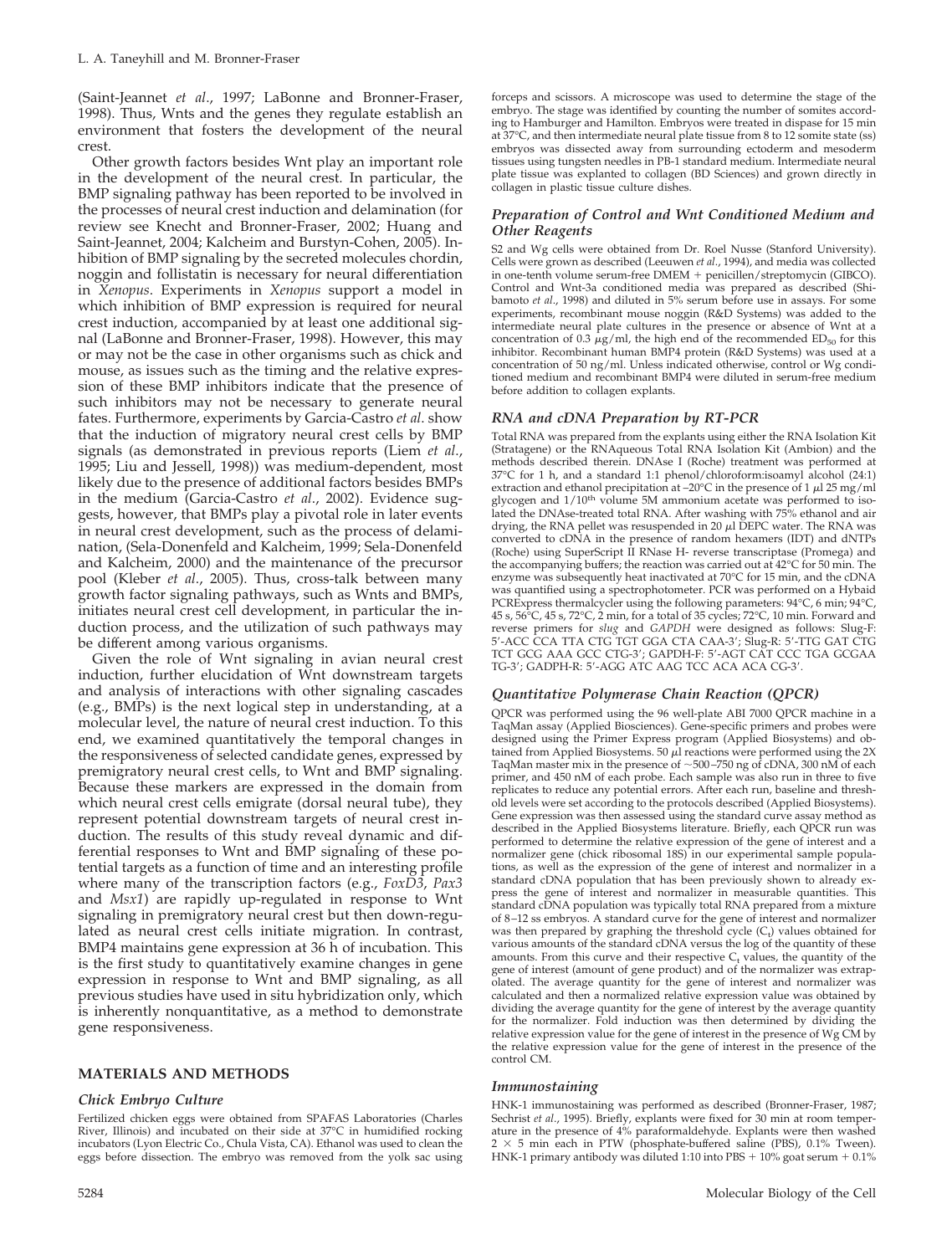(Saint-Jeannet *et al*., 1997; LaBonne and Bronner-Fraser, 1998). Thus, Wnts and the genes they regulate establish an environment that fosters the development of the neural crest.

Other growth factors besides Wnt play an important role in the development of the neural crest. In particular, the BMP signaling pathway has been reported to be involved in the processes of neural crest induction and delamination (for review see Knecht and Bronner-Fraser, 2002; Huang and Saint-Jeannet, 2004; Kalcheim and Burstyn-Cohen, 2005). Inhibition of BMP signaling by the secreted molecules chordin, noggin and follistatin is necessary for neural differentiation in *Xenopus*. Experiments in *Xenopus* support a model in which inhibition of BMP expression is required for neural crest induction, accompanied by at least one additional signal (LaBonne and Bronner-Fraser, 1998). However, this may or may not be the case in other organisms such as chick and mouse, as issues such as the timing and the relative expression of these BMP inhibitors indicate that the presence of such inhibitors may not be necessary to generate neural fates. Furthermore, experiments by Garcia-Castro *et al*. show that the induction of migratory neural crest cells by BMP signals (as demonstrated in previous reports (Liem *et al*., 1995; Liu and Jessell, 1998)) was medium-dependent, most likely due to the presence of additional factors besides BMPs in the medium (Garcia-Castro *et al*., 2002). Evidence suggests, however, that BMPs play a pivotal role in later events in neural crest development, such as the process of delamination, (Sela-Donenfeld and Kalcheim, 1999; Sela-Donenfeld and Kalcheim, 2000) and the maintenance of the precursor pool (Kleber *et al*., 2005). Thus, cross-talk between many growth factor signaling pathways, such as Wnts and BMPs, initiates neural crest cell development, in particular the induction process, and the utilization of such pathways may be different among various organisms.

Given the role of Wnt signaling in avian neural crest induction, further elucidation of Wnt downstream targets and analysis of interactions with other signaling cascades (e.g., BMPs) is the next logical step in understanding, at a molecular level, the nature of neural crest induction. To this end, we examined quantitatively the temporal changes in the responsiveness of selected candidate genes, expressed by premigratory neural crest cells, to Wnt and BMP signaling. Because these markers are expressed in the domain from which neural crest cells emigrate (dorsal neural tube), they represent potential downstream targets of neural crest induction. The results of this study reveal dynamic and differential responses to Wnt and BMP signaling of these potential targets as a function of time and an interesting profile where many of the transcription factors (e.g., *FoxD3*, *Pax3* and *Msx1*) are rapidly up-regulated in response to Wnt signaling in premigratory neural crest but then down-regulated as neural crest cells initiate migration. In contrast, BMP4 maintains gene expression at 36 h of incubation. This is the first study to quantitatively examine changes in gene expression in response to Wnt and BMP signaling, as all previous studies have used in situ hybridization only, which is inherently nonquantitative, as a method to demonstrate gene responsiveness.

## MATERIALS AND METHODS

### Chick Embryo Culture

Fertilized chicken eggs were obtained from SPAFAS Laboratories (Charles River, Illinois) and incubated on their side at 37°C in humidified rocking incubators (Lyon Electric Co., Chula Vista, CA). Ethanol was used to clean the eggs before dissection. The embryo was removed from the yolk sac using forceps and scissors. A microscope was used to determine the stage of the embryo. The stage was identified by counting the number of somites according to Hamburger and Hamilton. Embryos were treated in dispase for 15 min at 37°C, and then intermediate neural plate tissue from 8 to 12 somite state (ss) embryos was dissected away from surrounding ectoderm and mesoderm tissues using tungsten needles in PB-1 standard medium. Intermediate neural plate tissue was explanted to collagen (BD Sciences) and grown directly in collagen in plastic tissue culture dishes.

### Preparation of Control and Wnt Conditioned Medium and Other Reagents

S2 and Wg cells were obtained from Dr. Roel Nusse (Stanford University). Cells were grown as described (Leeuwen *et al*., 1994), and media was collected in one-tenth volume serum-free DMEM + penicillen/streptomycin (GIBCO). Control and Wnt-3a conditioned media was prepared as described (Shibamoto *et al*., 1998) and diluted in 5% serum before use in assays. For some experiments, recombinant mouse noggin (R&D Systems) was added to the intermediate neural plate cultures in the presence or absence of Wnt at a concentration of 0.3 μg/ml, the high end of the recommended $ED_{50}$ for this inhibitor. Recombinant human BMP4 protein (R&D Systems) was used at a concentration of 50 ng/ml. Unless indicated otherwise, control or Wg conditioned medium and recombinant BMP4 were diluted in serum-free medium before addition to collagen explants.

### RNA and cDNA Preparation by RT-PCR

Total RNA was prepared from the explants using either the RNA Isolation Kit (Stratagene) or the RNAqueous Total RNA Isolation Kit (Ambion) and the methods described therein. DNAse I (Roche) treatment was performed at 37°C for 1 h, and a standard 1:1 phenol/chloroform:isoamyl alcohol (24:1) extraction and ethanol precipitation at −20°C in the presence of 1 μl 25 mg/ml glycogen and 1/10th volume 5M ammonium acetate was performed to isolated the DNAse-treated total RNA. After washing with 75% ethanol and air drying, the RNA pellet was resuspended in 20 μl DEPC water. The RNA was converted to cDNA in the presence of random hexamers (IDT) and dNTPs (Roche) using SuperScript II RNase H- reverse transcriptase (Promega) and the accompanying buffers; the reaction was carried out at 42°C for 50 min. The enzyme was subsequently heat inactivated at 70°C for 15 min, and the cDNA was quantified using a spectrophotometer. PCR was performed on a Hybaid PCRExpress thermalcycler using the following parameters: 94°C, 6 min; 94°C, 45 s, 56°C, 45 s, 72°C, 2 min, for a total of 35 cycles; 72°C, 10 min. Forward and reverse primers for *slug* and *GAPDH* were designed as follows: Slug-F: 5′-ACC CCA TTA CTG TGT GGA CTA CAA-3′; Slug-R: 5′-TTG GAT CTG TCT GCG AAA GCC CTG-3′; GAPDH-F: 5′-AGT CAT CCC TGA GCGAA TG-3′; GADPH-R: 5′-AGG ATC AAG TCC ACA ACA CG-3′.

### Quantitative Polymerase Chain Reaction (QPCR)

QPCR was performed using the 96 well-plate ABI 7000 QPCR machine in a TaqMan assay (Applied Biosciences). Gene-specific primers and probes were designed using the Primer Express program (Applied Biosystems) and obtained from Applied Biosystems. 50 μl reactions were performed using the 2X TaqMan master mix in the presence of ~500–750 ng of cDNA, 300 nM of each primer, and 450 nM of each probe. Each sample was also run in three to five replicates to reduce any potential errors. After each run, baseline and threshold levels were set according to the protocols described (Applied Biosystems). Gene expression was then assessed using the standard curve assay method as described in the Applied Biosystems literature. Briefly, each QPCR run was performed to determine the relative expression of the gene of interest and a normalizer gene (chick ribosomal 18S) in our experimental sample populations, as well as the expression of the gene of interest and normalizer in a standard cDNA population that has been previously shown to already express the gene of interest and normalizer in measurable quantities. This standard cDNA population was typically total RNA prepared from a mixture of 8–12 ss embryos. A standard curve for the gene of interest and normalizer was then prepared by graphing the threshold cycle ($C_t$) values obtained for various amounts of the standard cDNA versus the log of the quantity of these amounts. From this curve and their respective $C_t$ values, the quantity of the gene of interest (amount of gene product) and of the normalizer was extrapolated. The average quantity for the gene of interest and normalizer was calculated and then a normalized relative expression value was obtained by dividing the average quantity for the gene of interest by the average quantity for the normalizer. Fold induction was then determined by dividing the relative expression value for the gene of interest in the presence of Wg CM by the relative expression value for the gene of interest in the presence of the control CM.

### Immunostaining

HNK-1 immunostaining was performed as described (Bronner-Fraser, 1987; Sechrist *et al*., 1995). Briefly, explants were fixed for 30 min at room temperature in the presence of 4% paraformaldehyde. Explants were then washed 2 × 5 min each in PTW (phosphate-buffered saline (PBS), 0.1% Tween). HNK-1 primary antibody was diluted 1:10 into PBS + 10% goat serum + 0.1%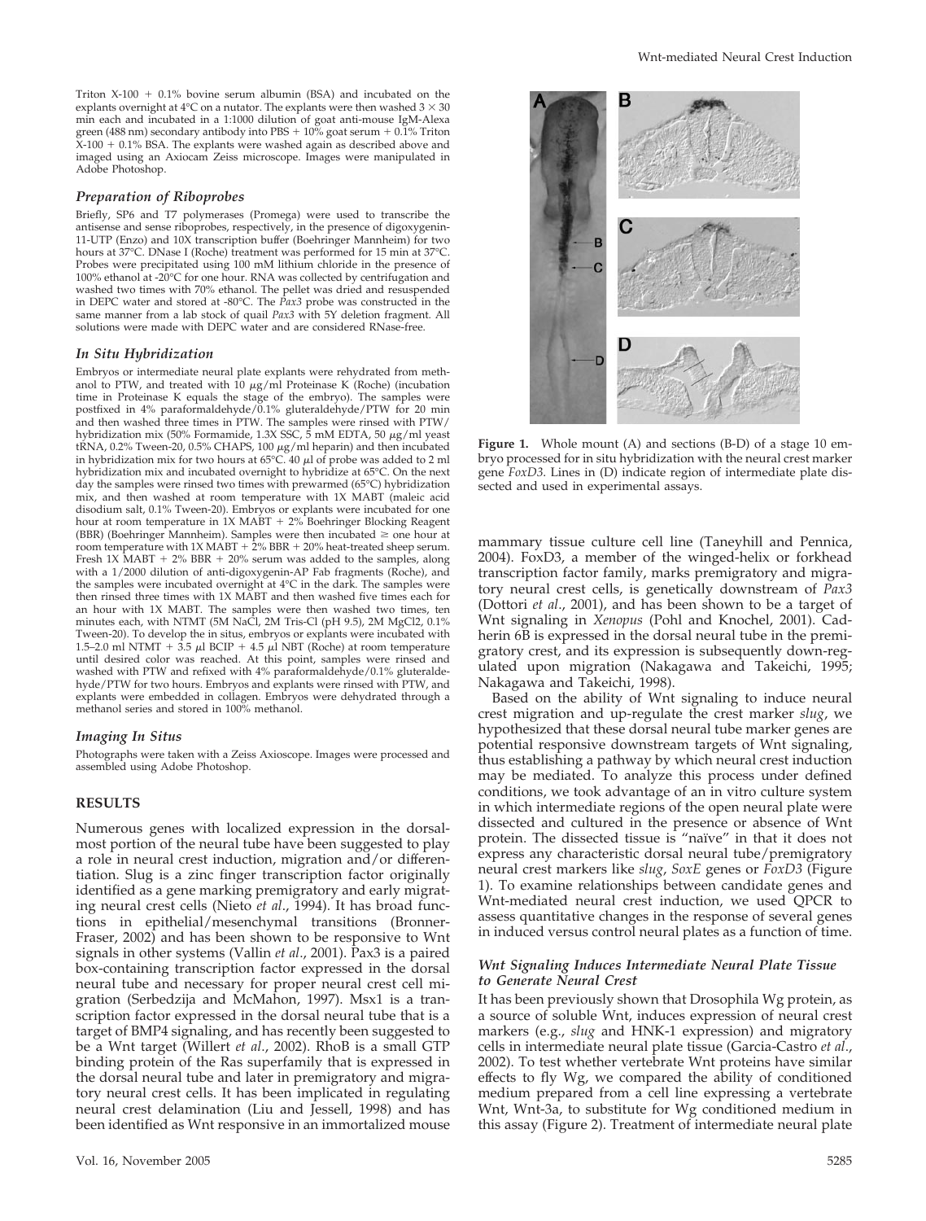Triton X-100 + 0.1% bovine serum albumin (BSA) and incubated on the explants overnight at 4°C on a nutator. The explants were then washed 3 × 30 min each and incubated in a 1:1000 dilution of goat anti-mouse IgM-Alexa green (488 nm) secondary antibody into PBS + 10% goat serum + 0.1% Triton X-100 + 0.1% BSA. The explants were washed again as described above and imaged using an Axiocam Zeiss microscope. Images were manipulated in Adobe Photoshop.

### *Preparation of Riboprobes*

Briefly, SP6 and T7 polymerases (Promega) were used to transcribe the antisense and sense riboprobes, respectively, in the presence of digoxygenin-11-UTP (Enzo) and 10X transcription buffer (Boehringer Mannheim) for two hours at 37°C. DNase I (Roche) treatment was performed for 15 min at 37°C. Probes were precipitated using 100 mM lithium chloride in the presence of 100% ethanol at -20°C for one hour. RNA was collected by centrifugation and washed two times with 70% ethanol. The pellet was dried and resuspended in DEPC water and stored at -80°C. The *Pax3* probe was constructed in the same manner from a lab stock of quail *Pax3* with 5Y deletion fragment. All solutions were made with DEPC water and are considered RNase-free.

### *In Situ Hybridization*

Embryos or intermediate neural plate explants were rehydrated from methanol to PTW, and treated with 10 μg/ml Proteinase K (Roche) (incubation time in Proteinase K equals the stage of the embryo). The samples were postfixed in 4% paraformaldehyde/0.1% gluteraldehyde/PTW for 20 min and then washed three times in PTW. The samples were rinsed with PTW/hybridization mix (50% Formamide, 1.3X SSC, 5 mM EDTA, 50 μg/ml yeast tRNA, 0.2% Tween-20, 0.5% CHAPS, 100 μg/ml heparin) and then incubated in hybridization mix for two hours at 65°C. 40 μl of probe was added to 2 ml hybridization mix and incubated overnight to hybridize at 65°C. On the next day the samples were rinsed two times with prewarmed (65°C) hybridization mix, and then washed at room temperature with 1X MABT (maleic acid disodium salt, 0.1% Tween-20). Embryos or explants were incubated for one hour at room temperature in 1X MABT + 2% Boehringer Blocking Reagent (BBR) (Boehringer Mannheim). Samples were then incubated ≥ one hour at room temperature with 1X MABT + 2% BBR + 20% heat-treated sheep serum. Fresh 1X MABT + 2% BBR + 20% serum was added to the samples, along with a 1/2000 dilution of anti-digoxygenin-AP Fab fragments (Roche), and the samples were incubated overnight at 4°C in the dark. The samples were then rinsed three times with 1X MABT and then washed five times each for an hour with 1X MABT. The samples were then washed two times, ten minutes each, with NTMT (5M NaCl, 2M Tris-Cl (pH 9.5), 2M MgCl2, 0.1% Tween-20). To develop the in situs, embryos or explants were incubated with 1.5–2.0 ml NTMT + 3.5 μl BCIP + 4.5 μl NBT (Roche) at room temperature until desired color was reached. At this point, samples were rinsed and washed with PTW and refixed with 4% paraformaldehyde/0.1% gluteraldehyde/PTW for two hours. Embryos and explants were rinsed with PTW, and explants were embedded in collagen. Embryos were dehydrated through a methanol series and stored in 100% methanol.

### *Imaging In Situs*

Photographs were taken with a Zeiss Axioscope. Images were processed and assembled using Adobe Photoshop.

## RESULTS

Numerous genes with localized expression in the dorsalmost portion of the neural tube have been suggested to play a role in neural crest induction, migration and/or differentiation. Slug is a zinc finger transcription factor originally identified as a gene marking premigratory and early migrating neural crest cells (Nieto *et al*., 1994). It has broad functions in epithelial/mesenchymal transitions (Bronner-Fraser, 2002) and has been shown to be responsive to Wnt signals in other systems (Vallin *et al*., 2001). Pax3 is a paired box-containing transcription factor expressed in the dorsal neural tube and necessary for proper neural crest cell migration (Serbedzija and McMahon, 1997). Msx1 is a transcription factor expressed in the dorsal neural tube that is a target of BMP4 signaling, and has recently been suggested to be a Wnt target (Willert *et al*., 2002). RhoB is a small GTP binding protein of the Ras superfamily that is expressed in the dorsal neural tube and later in premigratory and migratory neural crest cells. It has been implicated in regulating neural crest delamination (Liu and Jessell, 1998) and has been identified as Wnt responsive in an immortalized mouse mammary tissue culture cell line (Taneyhill and Pennica, 2004). FoxD3, a member of the winged-helix or forkhead transcription factor family, marks premigratory and migratory neural crest cells, is genetically downstream of *Pax3* (Dottori *et al*., 2001), and has been shown to be a target of Wnt signaling in *Xenopus* (Pohl and Knochel, 2001). Cadherin 6B is expressed in the dorsal neural tube in the premigratory crest, and its expression is subsequently down-regulated upon migration (Nakagawa and Takeichi, 1995; Nakagawa and Takeichi, 1998).

**Figure 1.** Whole mount (A) and sections (B-D) of a stage 10 embryo processed for in situ hybridization with the neural crest marker gene *FoxD3*. Lines in (D) indicate region of intermediate plate dissected and used in experimental assays.

Based on the ability of Wnt signaling to induce neural crest migration and up-regulate the crest marker *slug*, we hypothesized that these dorsal neural tube marker genes are potential responsive downstream targets of Wnt signaling, thus establishing a pathway by which neural crest induction may be mediated. To analyze this process under defined conditions, we took advantage of an in vitro culture system in which intermediate regions of the open neural plate were dissected and cultured in the presence or absence of Wnt protein. The dissected tissue is "naïve" in that it does not express any characteristic dorsal neural tube/premigratory neural crest markers like *slug*, *SoxE* genes or *FoxD3* (Figure 1). To examine relationships between candidate genes and Wnt-mediated neural crest induction, we used QPCR to assess quantitative changes in the response of several genes in induced versus control neural plates as a function of time.

### *Wnt Signaling Induces Intermediate Neural Plate Tissue to Generate Neural Crest*

It has been previously shown that Drosophila Wg protein, as a source of soluble Wnt, induces expression of neural crest markers (e.g., *slug* and HNK-1 expression) and migratory cells in intermediate neural plate tissue (Garcia-Castro *et al*., 2002). To test whether vertebrate Wnt proteins have similar effects to fly Wg, we compared the ability of conditioned medium prepared from a cell line expressing a vertebrate Wnt, Wnt-3a, to substitute for Wg conditioned medium in this assay (Figure 2). Treatment of intermediate neural plate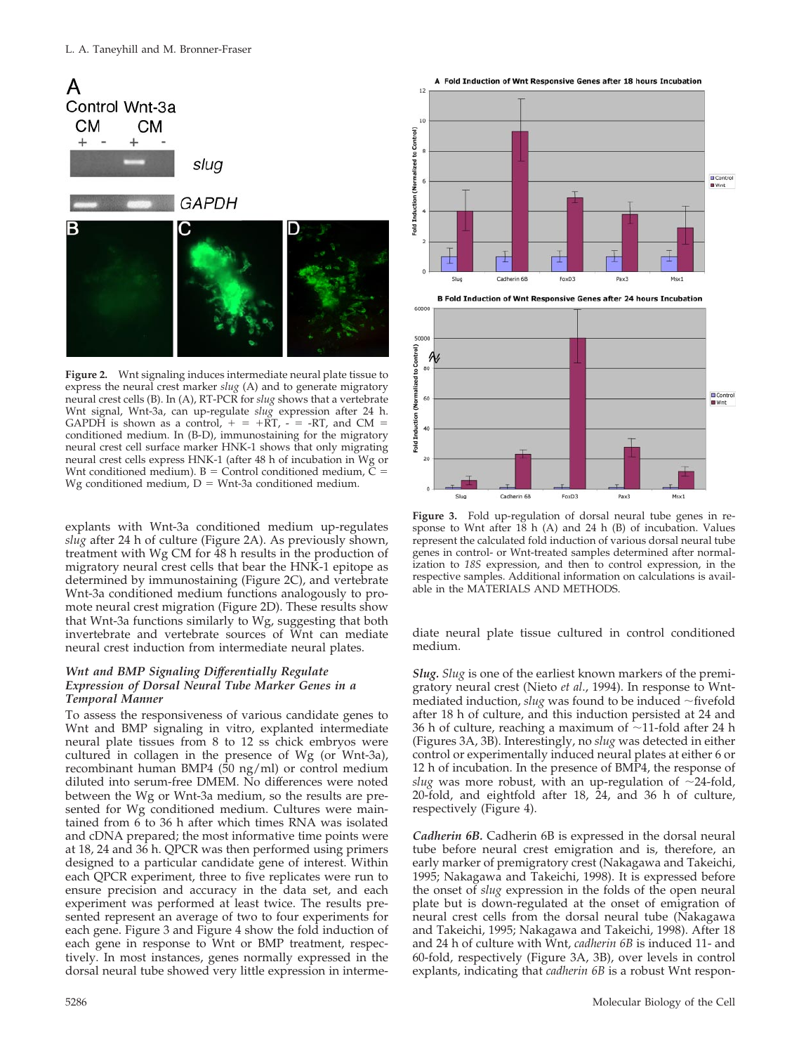**Figure 2.** Wnt signaling induces intermediate neural plate tissue to express the neural crest marker *slug* (A) and to generate migratory neural crest cells (B). In (A), RT-PCR for *slug* shows that a vertebrate Wnt signal, Wnt-3a, can up-regulate *slug* expression after 24 h. GAPDH is shown as a control, + = +RT, - = -RT, and CM = conditioned medium. In (B-D), immunostaining for the migratory neural crest cell surface marker HNK-1 shows that only migrating neural crest cells express HNK-1 (after 48 h of incubation in Wg or Wnt conditioned medium). B = Control conditioned medium, C = Wg conditioned medium, D = Wnt-3a conditioned medium.

explants with Wnt-3a conditioned medium up-regulates *slug* after 24 h of culture (Figure 2A). As previously shown, treatment with Wg CM for 48 h results in the production of migratory neural crest cells that bear the HNK-1 epitope as determined by immunostaining (Figure 2C), and vertebrate Wnt-3a conditioned medium functions analogously to promote neural crest migration (Figure 2D). These results show that Wnt-3a functions similarly to Wg, suggesting that both invertebrate and vertebrate sources of Wnt can mediate neural crest induction from intermediate neural plates.

### *Wnt and BMP Signaling Differentially Regulate Expression of Dorsal Neural Tube Marker Genes in a Temporal Manner*

To assess the responsiveness of various candidate genes to Wnt and BMP signaling in vitro, explanted intermediate neural plate tissues from 8 to 12 ss chick embryos were cultured in collagen in the presence of Wg (or Wnt-3a), recombinant human BMP4 (50 ng/ml) or control medium diluted into serum-free DMEM. No differences were noted between the Wg or Wnt-3a medium, so the results are presented for Wg conditioned medium. Cultures were maintained from 6 to 36 h after which times RNA was isolated and cDNA prepared; the most informative time points were at 18, 24 and 36 h. QPCR was then performed using primers designed to a particular candidate gene of interest. Within each QPCR experiment, three to five replicates were run to ensure precision and accuracy in the data set, and each experiment was performed at least twice. The results presented represent an average of two to four experiments for each gene. Figure 3 and Figure 4 show the fold induction of each gene in response to Wnt or BMP treatment, respectively. In most instances, genes normally expressed in the dorsal neural tube showed very little expression in intermediate neural plate tissue cultured in control conditioned medium.

**Figure 3.** Fold up-regulation of dorsal neural tube genes in response to Wnt after 18 h (A) and 24 h (B) of incubation. Values represent the calculated fold induction of various dorsal neural tube genes in control- or Wnt-treated samples determined after normalization to *18S* expression, and then to control expression, in the respective samples. Additional information on calculations is available in the MATERIALS AND METHODS.

***Slug.*** *Slug* is one of the earliest known markers of the premigratory neural crest (Nieto *et al.*, 1994). In response to Wnt-mediated induction, *slug* was found to be induced ~fivefold after 18 h of culture, and this induction persisted at 24 and 36 h of culture, reaching a maximum of ~11-fold after 24 h (Figures 3A, 3B). Interestingly, no *slug* was detected in either control or experimentally induced neural plates at either 6 or 12 h of incubation. In the presence of BMP4, the response of *slug* was more robust, with an up-regulation of ~24-fold, 20-fold, and eightfold after 18, 24, and 36 h of culture, respectively (Figure 4).

***Cadherin 6B.*** Cadherin 6B is expressed in the dorsal neural tube before neural crest emigration and is, therefore, an early marker of premigratory crest (Nakagawa and Takeichi, 1995; Nakagawa and Takeichi, 1998). It is expressed before the onset of *slug* expression in the folds of the open neural plate but is down-regulated at the onset of emigration of neural crest cells from the dorsal neural tube (Nakagawa and Takeichi, 1995; Nakagawa and Takeichi, 1998). After 18 and 24 h of culture with Wnt, *cadherin 6B* is induced 11- and 60-fold, respectively (Figure 3A, 3B), over levels in control explants, indicating that *cadherin 6B* is a robust Wnt respon-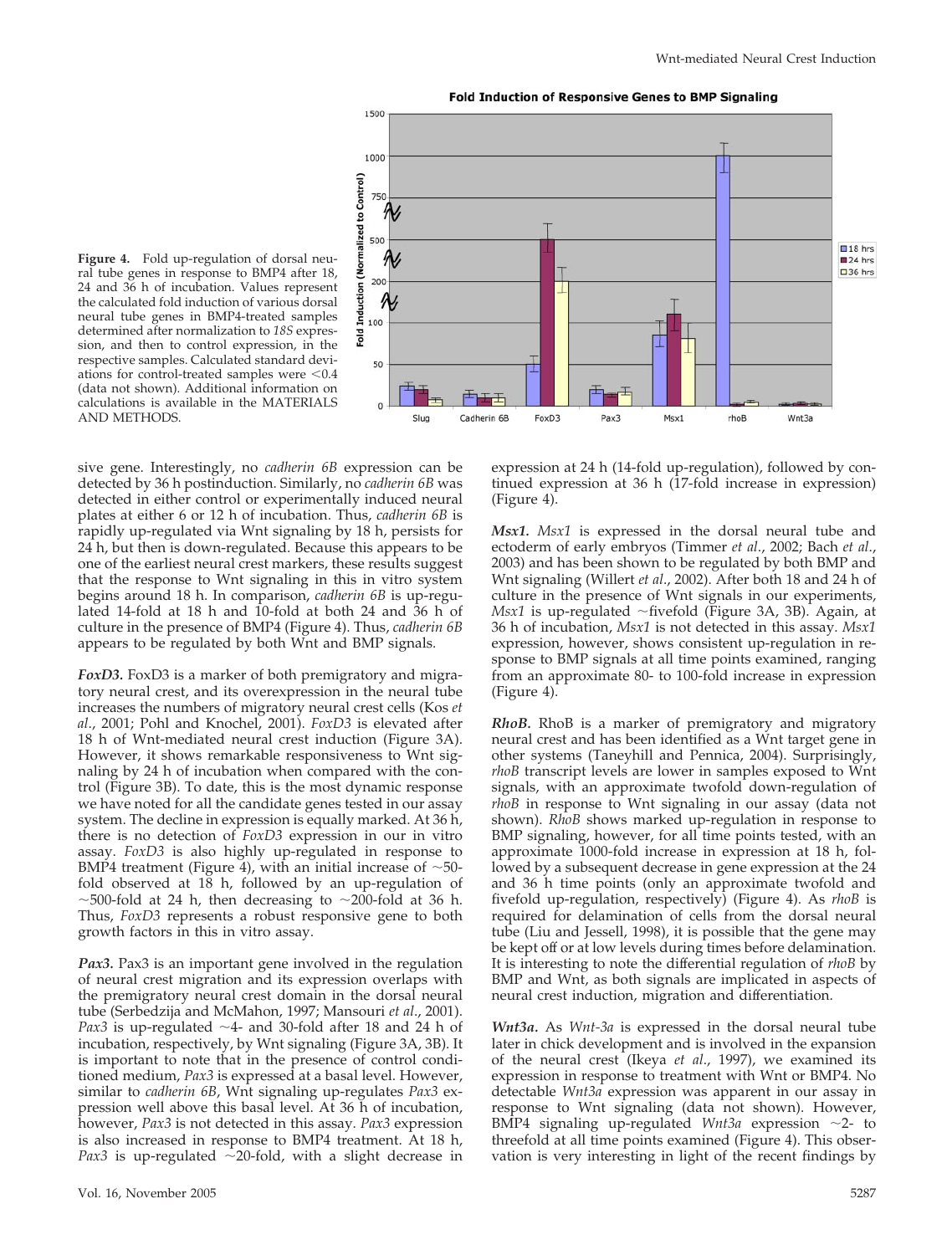**Figure 4.** Fold up-regulation of dorsal neural tube genes in response to BMP4 after 18, 24 and 36 h of incubation. Values represent the calculated fold induction of various dorsal neural tube genes in BMP4-treated samples determined after normalization to *18S* expression, and then to control expression, in the respective samples. Calculated standard deviations for control-treated samples were <0.4 (data not shown). Additional information on calculations is available in the MATERIALS AND METHODS.

sive gene. Interestingly, no *cadherin 6B* expression can be detected by 36 h postinduction. Similarly, no *cadherin 6B* was detected in either control or experimentally induced neural plates at either 6 or 12 h of incubation. Thus, *cadherin 6B* is rapidly up-regulated via Wnt signaling by 18 h, persists for 24 h, but then is down-regulated. Because this appears to be one of the earliest neural crest markers, these results suggest that the response to Wnt signaling in this in vitro system begins around 18 h. In comparison, *cadherin 6B* is up-regulated 14-fold at 18 h and 10-fold at both 24 and 36 h of culture in the presence of BMP4 (Figure 4). Thus, *cadherin 6B* appears to be regulated by both Wnt and BMP signals.

***FoxD3.*** FoxD3 is a marker of both premigratory and migratory neural crest, and its overexpression in the neural tube increases the numbers of migratory neural crest cells (Kos *et al.*, 2001; Pohl and Knochel, 2001). *FoxD3* is elevated after 18 h of Wnt-mediated neural crest induction (Figure 3A). However, it shows remarkable responsiveness to Wnt signaling by 24 h of incubation when compared with the control (Figure 3B). To date, this is the most dynamic response we have noted for all the candidate genes tested in our assay system. The decline in expression is equally marked. At 36 h, there is no detection of *FoxD3* expression in our in vitro assay. *FoxD3* is also highly up-regulated in response to BMP4 treatment (Figure 4), with an initial increase of ~50-fold observed at 18 h, followed by an up-regulation of ~500-fold at 24 h, then decreasing to ~200-fold at 36 h. Thus, *FoxD3* represents a robust responsive gene to both growth factors in this in vitro assay.

***Pax3.*** Pax3 is an important gene involved in the regulation of neural crest migration and its expression overlaps with the premigratory neural crest domain in the dorsal neural tube (Serbedzija and McMahon, 1997; Mansouri *et al.*, 2001). *Pax3* is up-regulated ~4- and 30-fold after 18 and 24 h of incubation, respectively, by Wnt signaling (Figure 3A, 3B). It is important to note that in the presence of control conditioned medium, *Pax3* is expressed at a basal level. However, similar to *cadherin 6B*, Wnt signaling up-regulates *Pax3* expression well above this basal level. At 36 h of incubation, however, *Pax3* is not detected in this assay. *Pax3* expression is also increased in response to BMP4 treatment. At 18 h, *Pax3* is up-regulated ~20-fold, with a slight decrease in expression at 24 h (14-fold up-regulation), followed by continued expression at 36 h (17-fold increase in expression) (Figure 4).

***Msx1.*** *Msx1* is expressed in the dorsal neural tube and ectoderm of early embryos (Timmer *et al.*, 2002; Bach *et al.*, 2003) and has been shown to be regulated by both BMP and Wnt signaling (Willert *et al.*, 2002). After both 18 and 24 h of culture in the presence of Wnt signals in our experiments, *Msx1* is up-regulated ~fivefold (Figure 3A, 3B). Again, at 36 h of incubation, *Msx1* is not detected in this assay. *Msx1* expression, however, shows consistent up-regulation in response to BMP signals at all time points examined, ranging from an approximate 80- to 100-fold increase in expression (Figure 4).

***RhoB.*** RhoB is a marker of premigratory and migratory neural crest and has been identified as a Wnt target gene in other systems (Taneyhill and Pennica, 2004). Surprisingly, *rhoB* transcript levels are lower in samples exposed to Wnt signals, with an approximate twofold down-regulation of *rhoB* in response to Wnt signaling in our assay (data not shown). *RhoB* shows marked up-regulation in response to BMP signaling, however, for all time points tested, with an approximate 1000-fold increase in expression at 18 h, followed by a subsequent decrease in gene expression at the 24 and 36 h time points (only an approximate twofold and fivefold up-regulation, respectively) (Figure 4). As *rhoB* is required for delamination of cells from the dorsal neural tube (Liu and Jessell, 1998), it is possible that the gene may be kept off or at low levels during times before delamination. It is interesting to note the differential regulation of *rhoB* by BMP and Wnt, as both signals are implicated in aspects of neural crest induction, migration and differentiation.

***Wnt3a.*** As *Wnt-3a* is expressed in the dorsal neural tube later in chick development and is involved in the expansion of the neural crest (Ikeya *et al.*, 1997), we examined its expression in response to treatment with Wnt or BMP4. No detectable *Wnt3a* expression was apparent in our assay in response to Wnt signaling (data not shown). However, BMP4 signaling up-regulated *Wnt3a* expression ~2- to threefold at all time points examined (Figure 4). This observation is very interesting in light of the recent findings by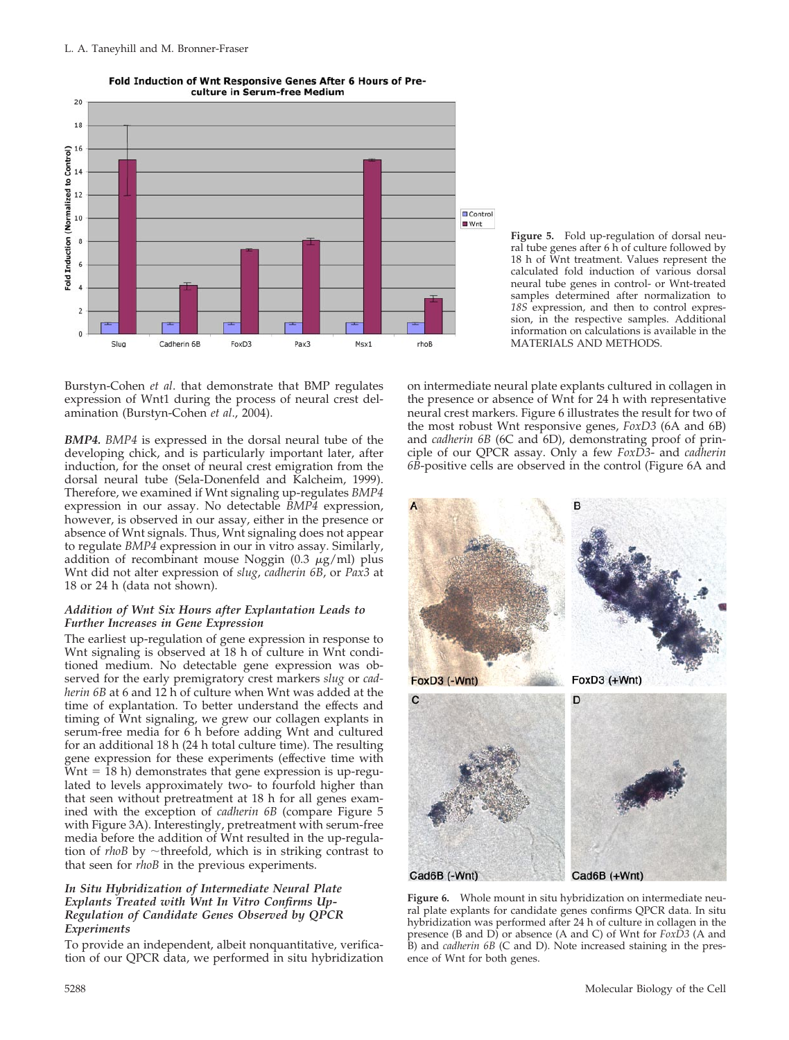**Figure 5.** Fold up-regulation of dorsal neural tube genes after 6 h of culture followed by 18 h of Wnt treatment. Values represent the calculated fold induction of various dorsal neural tube genes in control- or Wnt-treated samples determined after normalization to *18S* expression, and then to control expression, in the respective samples. Additional information on calculations is available in the MATERIALS AND METHODS.

Burstyn-Cohen *et al*. that demonstrate that BMP regulates expression of Wnt1 during the process of neural crest delamination (Burstyn-Cohen *et al*., 2004).

***BMP4.*** *BMP4* is expressed in the dorsal neural tube of the developing chick, and is particularly important later, after induction, for the onset of neural crest emigration from the dorsal neural tube (Sela-Donenfeld and Kalcheim, 1999). Therefore, we examined if Wnt signaling up-regulates *BMP4* expression in our assay. No detectable *BMP4* expression, however, is observed in our assay, either in the presence or absence of Wnt signals. Thus, Wnt signaling does not appear to regulate *BMP4* expression in our in vitro assay. Similarly, addition of recombinant mouse Noggin (0.3 $\mu$g/ml) plus Wnt did not alter expression of *slug*, *cadherin 6B*, or *Pax3* at 18 or 24 h (data not shown).

### *Addition of Wnt Six Hours after Explantation Leads to Further Increases in Gene Expression*

The earliest up-regulation of gene expression in response to Wnt signaling is observed at 18 h of culture in Wnt conditioned medium. No detectable gene expression was observed for the early premigratory crest markers *slug* or *cadherin 6B* at 6 and 12 h of culture when Wnt was added at the time of explantation. To better understand the effects and timing of Wnt signaling, we grew our collagen explants in serum-free media for 6 h before adding Wnt and cultured for an additional 18 h (24 h total culture time). The resulting gene expression for these experiments (effective time with Wnt = 18 h) demonstrates that gene expression is up-regulated to levels approximately two- to fourfold higher than that seen without pretreatment at 18 h for all genes examined with the exception of *cadherin 6B* (compare Figure 5 with Figure 3A). Interestingly, pretreatment with serum-free media before the addition of Wnt resulted in the up-regulation of *rhoB* by ~threefold, which is in striking contrast to that seen for *rhoB* in the previous experiments.

### *In Situ Hybridization of Intermediate Neural Plate Explants Treated with Wnt In Vitro Confirms Up-Regulation of Candidate Genes Observed by QPCR Experiments*

To provide an independent, albeit nonquantitative, verification of our QPCR data, we performed in situ hybridization on intermediate neural plate explants cultured in collagen in the presence or absence of Wnt for 24 h with representative neural crest markers. Figure 6 illustrates the result for two of the most robust Wnt responsive genes, *FoxD3* (6A and 6B) and *cadherin 6B* (6C and 6D), demonstrating proof of principle of our QPCR assay. Only a few *FoxD3*- and *cadherin 6B*-positive cells are observed in the control (Figure 6A and

**Figure 6.** Whole mount in situ hybridization on intermediate neural plate explants for candidate genes confirms QPCR data. In situ hybridization was performed after 24 h of culture in collagen in the presence (B and D) or absence (A and C) of Wnt for *FoxD3* (A and B) and *cadherin 6B* (C and D). Note increased staining in the presence of Wnt for both genes.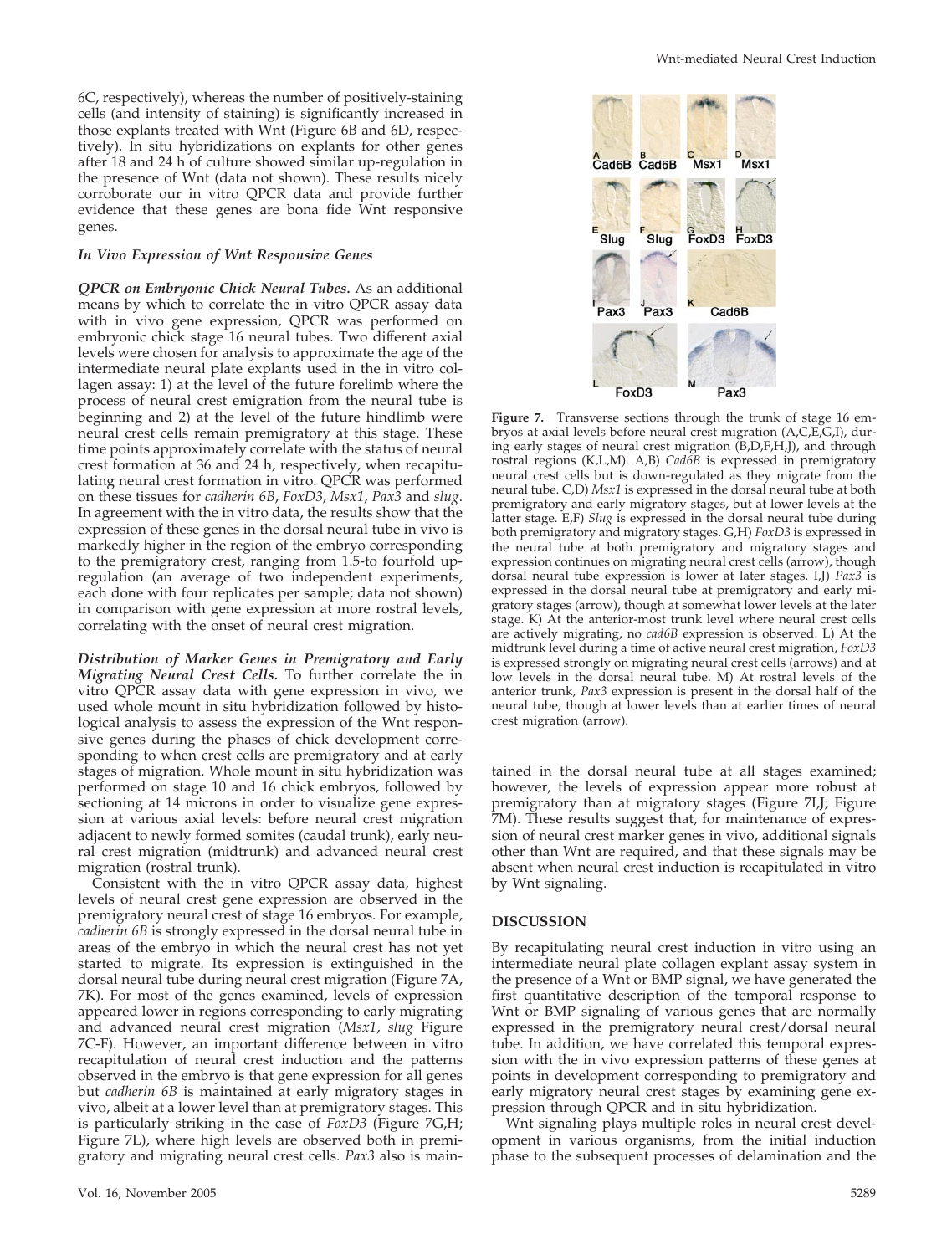6C, respectively), whereas the number of positively-staining cells (and intensity of staining) is significantly increased in those explants treated with Wnt (Figure 6B and 6D, respectively). In situ hybridizations on explants for other genes after 18 and 24 h of culture showed similar up-regulation in the presence of Wnt (data not shown). These results nicely corroborate our in vitro QPCR data and provide further evidence that these genes are bona fide Wnt responsive genes.

### *In Vivo Expression of Wnt Responsive Genes*

***QPCR on Embryonic Chick Neural Tubes.*** As an additional means by which to correlate the in vitro QPCR assay data with in vivo gene expression, QPCR was performed on embryonic chick stage 16 neural tubes. Two different axial levels were chosen for analysis to approximate the age of the intermediate neural plate explants used in the in vitro collagen assay: 1) at the level of the future forelimb where the process of neural crest emigration from the neural tube is beginning and 2) at the level of the future hindlimb were neural crest cells remain premigratory at this stage. These time points approximately correlate with the status of neural crest formation at 36 and 24 h, respectively, when recapitulating neural crest formation in vitro. QPCR was performed on these tissues for *cadherin 6B*, *FoxD3*, *Msx1*, *Pax3* and *slug*. In agreement with the in vitro data, the results show that the expression of these genes in the dorsal neural tube in vivo is markedly higher in the region of the embryo corresponding to the premigratory crest, ranging from 1.5-to fourfold up-regulation (an average of two independent experiments, each done with four replicates per sample; data not shown) in comparison with gene expression at more rostral levels, correlating with the onset of neural crest migration.

***Distribution of Marker Genes in Premigratory and Early Migrating Neural Crest Cells.*** To further correlate the in vitro QPCR assay data with gene expression in vivo, we used whole mount in situ hybridization followed by histological analysis to assess the expression of the Wnt responsive genes during the phases of chick development corresponding to when crest cells are premigratory and at early stages of migration. Whole mount in situ hybridization was performed on stage 10 and 16 chick embryos, followed by sectioning at 14 microns in order to visualize gene expression at various axial levels: before neural crest migration adjacent to newly formed somites (caudal trunk), early neural crest migration (midtrunk) and advanced neural crest migration (rostral trunk).

Consistent with the in vitro QPCR assay data, highest levels of neural crest gene expression are observed in the premigratory neural crest of stage 16 embryos. For example, *cadherin 6B* is strongly expressed in the dorsal neural tube in areas of the embryo in which the neural crest has not yet started to migrate. Its expression is extinguished in the dorsal neural tube during neural crest migration (Figure 7A, 7K). For most of the genes examined, levels of expression appeared lower in regions corresponding to early migrating and advanced neural crest migration (*Msx1*, *slug* Figure 7C-F). However, an important difference between in vitro recapitulation of neural crest induction and the patterns observed in the embryo is that gene expression for all genes but *cadherin 6B* is maintained at early migratory stages in vivo, albeit at a lower level than at premigratory stages. This is particularly striking in the case of *FoxD3* (Figure 7G,H; Figure 7L), where high levels are observed both in premigratory and migrating neural crest cells. *Pax3* also is maintained in the dorsal neural tube at all stages examined; however, the levels of expression appear more robust at premigratory than at migratory stages (Figure 7I,J; Figure 7M). These results suggest that, for maintenance of expression of neural crest marker genes in vivo, additional signals other than Wnt are required, and that these signals may be absent when neural crest induction is recapitulated in vitro by Wnt signaling.

**Figure 7.** Transverse sections through the trunk of stage 16 embryos at axial levels before neural crest migration (A,C,E,G,I), during early stages of neural crest migration (B,D,F,H,J), and through rostral regions (K,L,M). A,B) *Cad6B* is expressed in premigratory neural crest cells but is down-regulated as they migrate from the neural tube. C,D) *Msx1* is expressed in the dorsal neural tube at both premigratory and early migratory stages, but at lower levels at the latter stage. E,F) *Slug* is expressed in the dorsal neural tube during both premigratory and migratory stages. G,H) *FoxD3* is expressed in the neural tube at both premigratory and migratory stages and expression continues on migrating neural crest cells (arrow), though dorsal neural tube expression is lower at later stages. I,J) *Pax3* is expressed in the dorsal neural tube at premigratory and early migratory stages (arrow), though at somewhat lower levels at the later stage. K) At the anterior-most trunk level where neural crest cells are actively migrating, no *cad6B* expression is observed. L) At the midtrunk level during a time of active neural crest migration, *FoxD3* is expressed strongly on migrating neural crest cells (arrows) and at low levels in the dorsal neural tube. M) At rostral levels of the anterior trunk, *Pax3* expression is present in the dorsal half of the neural tube, though at lower levels than at earlier times of neural crest migration (arrow).

## DISCUSSION

By recapitulating neural crest induction in vitro using an intermediate neural plate collagen explant assay system in the presence of a Wnt or BMP signal, we have generated the first quantitative description of the temporal response to Wnt or BMP signaling of various genes that are normally expressed in the premigratory neural crest/dorsal neural tube. In addition, we have correlated this temporal expression with the in vivo expression patterns of these genes at points in development corresponding to premigratory and early migratory neural crest stages by examining gene expression through QPCR and in situ hybridization.

Wnt signaling plays multiple roles in neural crest development in various organisms, from the initial induction phase to the subsequent processes of delamination and the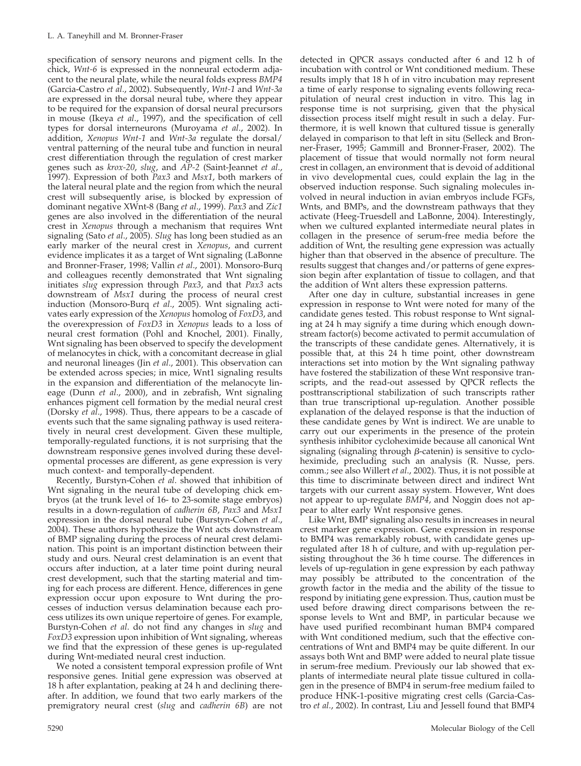specification of sensory neurons and pigment cells. In the chick, *Wnt-6* is expressed in the nonneural ectoderm adjacent to the neural plate, while the neural folds express *BMP4* (Garcia-Castro *et al*., 2002). Subsequently, *Wnt-1* and *Wnt-3a* are expressed in the dorsal neural tube, where they appear to be required for the expansion of dorsal neural precursors in mouse (Ikeya *et al*., 1997), and the specification of cell types for dorsal interneurons (Muroyama *et al*., 2002). In addition, *Xenopus Wnt-1* and *Wnt-3a* regulate the dorsal/ventral patterning of the neural tube and function in neural crest differentiation through the regulation of crest marker genes such as *krox-20*, *slug*, and *AP-2* (Saint-Jeannet *et al*., 1997). Expression of both *Pax3* and *Msx1*, both markers of the lateral neural plate and the region from which the neural crest will subsequently arise, is blocked by expression of dominant negative XWnt-8 (Bang *et al*., 1999). *Pax3* and *Zic1* genes are also involved in the differentiation of the neural crest in *Xenopus* through a mechanism that requires Wnt signaling (Sato *et al*., 2005). *Slug* has long been studied as an early marker of the neural crest in *Xenopus*, and current evidence implicates it as a target of Wnt signaling (LaBonne and Bronner-Fraser, 1998; Vallin *et al*., 2001). Monsoro-Burq and colleagues recently demonstrated that Wnt signaling initiates *slug* expression through *Pax3*, and that *Pax3* acts downstream of *Msx1* during the process of neural crest induction (Monsoro-Burq *et al*., 2005). Wnt signaling activates early expression of the *Xenopus* homolog of *FoxD3*, and the overexpression of *FoxD3* in *Xenopus* leads to a loss of neural crest formation (Pohl and Knochel, 2001). Finally, Wnt signaling has been observed to specify the development of melanocytes in chick, with a concomitant decrease in glial and neuronal lineages (Jin *et al*., 2001). This observation can be extended across species; in mice, Wnt1 signaling results in the expansion and differentiation of the melanocyte lineage (Dunn *et al*., 2000), and in zebrafish, Wnt signaling enhances pigment cell formation by the medial neural crest (Dorsky *et al*., 1998). Thus, there appears to be a cascade of events such that the same signaling pathway is used reiteratively in neural crest development. Given these multiple, temporally-regulated functions, it is not surprising that the downstream responsive genes involved during these developmental processes are different, as gene expression is very much context- and temporally-dependent.

Recently, Burstyn-Cohen *et al*. showed that inhibition of Wnt signaling in the neural tube of developing chick embryos (at the trunk level of 16- to 23-somite stage embryos) results in a down-regulation of *cadherin 6B*, *Pax3* and *Msx1* expression in the dorsal neural tube (Burstyn-Cohen *et al*., 2004). These authors hypothesize the Wnt acts downstream of BMP signaling during the process of neural crest delamination. This point is an important distinction between their study and ours. Neural crest delamination is an event that occurs after induction, at a later time point during neural crest development, such that the starting material and timing for each process are different. Hence, differences in gene expression occur upon exposure to Wnt during the processes of induction versus delamination because each process utilizes its own unique repertoire of genes. For example, Burstyn-Cohen *et al*. do not find any changes in *slug* and *FoxD3* expression upon inhibition of Wnt signaling, whereas we find that the expression of these genes is up-regulated during Wnt-mediated neural crest induction.

We noted a consistent temporal expression profile of Wnt responsive genes. Initial gene expression was observed at 18 h after explantation, peaking at 24 h and declining thereafter. In addition, we found that two early markers of the premigratory neural crest (*slug* and *cadherin 6B*) are not detected in QPCR assays conducted after 6 and 12 h of incubation with control or Wnt conditioned medium. These results imply that 18 h of in vitro incubation may represent a time of early response to signaling events following recapitulation of neural crest induction in vitro. This lag in response time is not surprising, given that the physical dissection process itself might result in such a delay. Furthermore, it is well known that cultured tissue is generally delayed in comparison to that left in situ (Selleck and Bronner-Fraser, 1995; Gammill and Bronner-Fraser, 2002). The placement of tissue that would normally not form neural crest in collagen, an environment that is devoid of additional in vivo developmental cues, could explain the lag in the observed induction response. Such signaling molecules involved in neural induction in avian embryos include FGFs, Wnts, and BMPs, and the downstream pathways that they activate (Heeg-Truesdell and LaBonne, 2004). Interestingly, when we cultured explanted intermediate neural plates in collagen in the presence of serum-free media before the addition of Wnt, the resulting gene expression was actually higher than that observed in the absence of preculture. The results suggest that changes and/or patterns of gene expression begin after explantation of tissue to collagen, and that the addition of Wnt alters these expression patterns.

After one day in culture, substantial increases in gene expression in response to Wnt were noted for many of the candidate genes tested. This robust response to Wnt signaling at 24 h may signify a time during which enough downstream factor(s) become activated to permit accumulation of the transcripts of these candidate genes. Alternatively, it is possible that, at this 24 h time point, other downstream interactions set into motion by the Wnt signaling pathway have fostered the stabilization of these Wnt responsive transcripts, and the read-out assessed by QPCR reflects the posttranscriptional stabilization of such transcripts rather than true transcriptional up-regulation. Another possible explanation of the delayed response is that the induction of these candidate genes by Wnt is indirect. We are unable to carry out our experiments in the presence of the protein synthesis inhibitor cycloheximide because all canonical Wnt signaling (signaling through β-catenin) is sensitive to cycloheximide, precluding such an analysis (R. Nusse, pers. comm.; see also Willert *et al*., 2002). Thus, it is not possible at this time to discriminate between direct and indirect Wnt targets with our current assay system. However, Wnt does not appear to up-regulate *BMP4*, and Noggin does not appear to alter early Wnt responsive genes.

Like Wnt, BMP signaling also results in increases in neural crest marker gene expression. Gene expression in response to BMP4 was remarkably robust, with candidate genes up-regulated after 18 h of culture, and with up-regulation persisting throughout the 36 h time course. The differences in levels of up-regulation in gene expression by each pathway may possibly be attributed to the concentration of the growth factor in the media and the ability of the tissue to respond by initiating gene expression. Thus, caution must be used before drawing direct comparisons between the response levels to Wnt and BMP, in particular because we have used purified recombinant human BMP4 compared with Wnt conditioned medium, such that the effective concentrations of Wnt and BMP4 may be quite different. In our assays both Wnt and BMP were added to neural plate tissue in serum-free medium. Previously our lab showed that explants of intermediate neural plate tissue cultured in collagen in the presence of BMP4 in serum-free medium failed to produce HNK-1-positive migrating crest cells (Garcia-Castro *et al*., 2002). In contrast, Liu and Jessell found that BMP4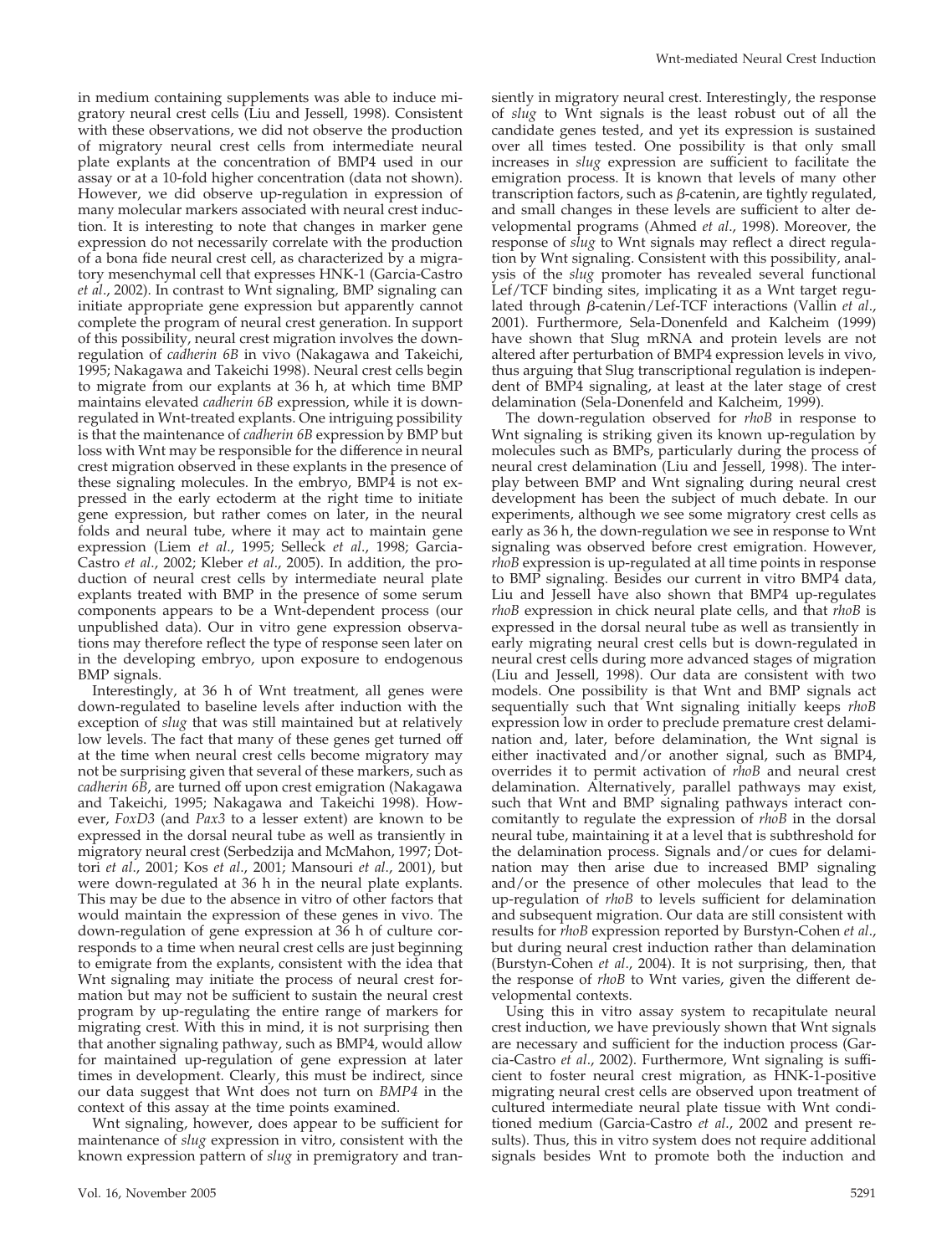in medium containing supplements was able to induce migratory neural crest cells (Liu and Jessell, 1998). Consistent with these observations, we did not observe the production of migratory neural crest cells from intermediate neural plate explants at the concentration of BMP4 used in our assay or at a 10-fold higher concentration (data not shown). However, we did observe up-regulation in expression of many molecular markers associated with neural crest induction. It is interesting to note that changes in marker gene expression do not necessarily correlate with the production of a bona fide neural crest cell, as characterized by a migratory mesenchymal cell that expresses HNK-1 (Garcia-Castro *et al.*, 2002). In contrast to Wnt signaling, BMP signaling can initiate appropriate gene expression but apparently cannot complete the program of neural crest generation. In support of this possibility, neural crest migration involves the down-regulation of *cadherin 6B* in vivo (Nakagawa and Takeichi, 1995; Nakagawa and Takeichi 1998). Neural crest cells begin to migrate from our explants at 36 h, at which time BMP maintains elevated *cadherin 6B* expression, while it is down-regulated in Wnt-treated explants. One intriguing possibility is that the maintenance of *cadherin 6B* expression by BMP but loss with Wnt may be responsible for the difference in neural crest migration observed in these explants in the presence of these signaling molecules. In the embryo, BMP4 is not expressed in the early ectoderm at the right time to initiate gene expression, but rather comes on later, in the neural folds and neural tube, where it may act to maintain gene expression (Liem *et al.*, 1995; Selleck *et al.*, 1998; Garcia-Castro *et al.*, 2002; Kleber *et al.*, 2005). In addition, the production of neural crest cells by intermediate neural plate explants treated with BMP in the presence of some serum components appears to be a Wnt-dependent process (our unpublished data). Our in vitro gene expression observations may therefore reflect the type of response seen later on in the developing embryo, upon exposure to endogenous BMP signals.

Interestingly, at 36 h of Wnt treatment, all genes were down-regulated to baseline levels after induction with the exception of *slug* that was still maintained but at relatively low levels. The fact that many of these genes get turned off at the time when neural crest cells become migratory may not be surprising given that several of these markers, such as *cadherin 6B*, are turned off upon crest emigration (Nakagawa and Takeichi, 1995; Nakagawa and Takeichi 1998). However, *FoxD3* (and *Pax3* to a lesser extent) are known to be expressed in the dorsal neural tube as well as transiently in migratory neural crest (Serbedzija and McMahon, 1997; Dottori *et al.*, 2001; Kos *et al.*, 2001; Mansouri *et al.*, 2001), but were down-regulated at 36 h in the neural plate explants. This may be due to the absence in vitro of other factors that would maintain the expression of these genes in vivo. The down-regulation of gene expression at 36 h of culture corresponds to a time when neural crest cells are just beginning to emigrate from the explants, consistent with the idea that Wnt signaling may initiate the process of neural crest formation but may not be sufficient to sustain the neural crest program by up-regulating the entire range of markers for migrating crest. With this in mind, it is not surprising then that another signaling pathway, such as BMP4, would allow for maintained up-regulation of gene expression at later times in development. Clearly, this must be indirect, since our data suggest that Wnt does not turn on *BMP4* in the context of this assay at the time points examined.

Wnt signaling, however, does appear to be sufficient for maintenance of *slug* expression in vitro, consistent with the known expression pattern of *slug* in premigratory and transiently in migratory neural crest. Interestingly, the response of *slug* to Wnt signals is the least robust out of all the candidate genes tested, and yet its expression is sustained over all times tested. One possibility is that only small increases in *slug* expression are sufficient to facilitate the emigration process. It is known that levels of many other transcription factors, such as β-catenin, are tightly regulated, and small changes in these levels are sufficient to alter developmental programs (Ahmed *et al.*, 1998). Moreover, the response of *slug* to Wnt signals may reflect a direct regulation by Wnt signaling. Consistent with this possibility, analysis of the *slug* promoter has revealed several functional Lef/TCF binding sites, implicating it as a Wnt target regulated through β-catenin/Lef-TCF interactions (Vallin *et al.*, 2001). Furthermore, Sela-Donenfeld and Kalcheim (1999) have shown that Slug mRNA and protein levels are not altered after perturbation of BMP4 expression levels in vivo, thus arguing that Slug transcriptional regulation is independent of BMP4 signaling, at least at the later stage of crest delamination (Sela-Donenfeld and Kalcheim, 1999).

The down-regulation observed for *rhoB* in response to Wnt signaling is striking given its known up-regulation by molecules such as BMPs, particularly during the process of neural crest delamination (Liu and Jessell, 1998). The interplay between BMP and Wnt signaling during neural crest development has been the subject of much debate. In our experiments, although we see some migratory crest cells as early as 36 h, the down-regulation we see in response to Wnt signaling was observed before crest emigration. However, *rhoB* expression is up-regulated at all time points in response to BMP signaling. Besides our current in vitro BMP4 data, Liu and Jessell have also shown that BMP4 up-regulates *rhoB* expression in chick neural plate cells, and that *rhoB* is expressed in the dorsal neural tube as well as transiently in early migrating neural crest cells but is down-regulated in neural crest cells during more advanced stages of migration (Liu and Jessell, 1998). Our data are consistent with two models. One possibility is that Wnt and BMP signals act sequentially such that Wnt signaling initially keeps *rhoB* expression low in order to preclude premature crest delamination and, later, before delamination, the Wnt signal is either inactivated and/or another signal, such as BMP4, overrides it to permit activation of *rhoB* and neural crest delamination. Alternatively, parallel pathways may exist, such that Wnt and BMP signaling pathways interact concomitantly to regulate the expression of *rhoB* in the dorsal neural tube, maintaining it at a level that is subthreshold for the delamination process. Signals and/or cues for delamination may then arise due to increased BMP signaling and/or the presence of other molecules that lead to the up-regulation of *rhoB* to levels sufficient for delamination and subsequent migration. Our data are still consistent with results for *rhoB* expression reported by Burstyn-Cohen *et al.*, but during neural crest induction rather than delamination (Burstyn-Cohen *et al.*, 2004). It is not surprising, then, that the response of *rhoB* to Wnt varies, given the different developmental contexts.

Using this in vitro assay system to recapitulate neural crest induction, we have previously shown that Wnt signals are necessary and sufficient for the induction process (Garcia-Castro *et al.*, 2002). Furthermore, Wnt signaling is sufficient to foster neural crest migration, as HNK-1-positive migrating neural crest cells are observed upon treatment of cultured intermediate neural plate tissue with Wnt conditioned medium (Garcia-Castro *et al.*, 2002 and present results). Thus, this in vitro system does not require additional signals besides Wnt to promote both the induction and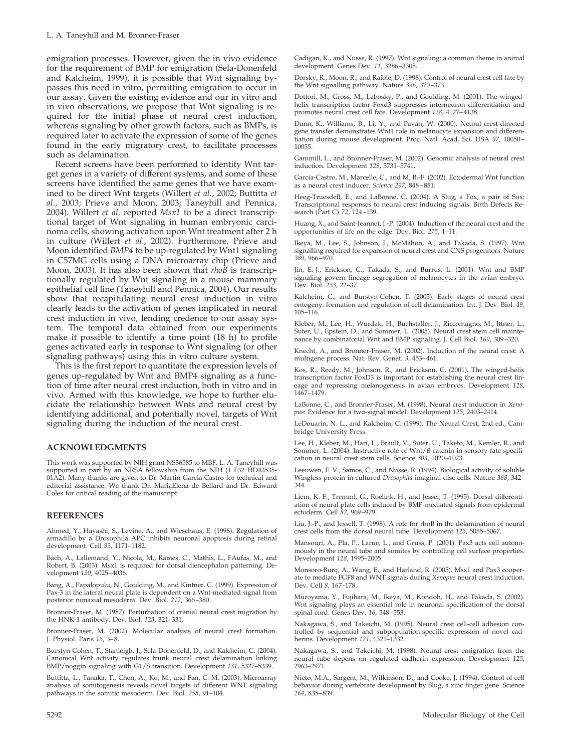emigration processes. However, given the in vivo evidence for the requirement of BMP for emigration (Sela-Donenfeld and Kalcheim, 1999), it is possible that Wnt signaling bypasses this need in vitro, permitting emigration to occur in our assay. Given the existing evidence and our in vitro and in vivo observations, we propose that Wnt signaling is required for the initial phase of neural crest induction, whereas signaling by other growth factors, such as BMPs, is required later to activate the expression of some of the genes found in the early migratory crest, to facilitate processes such as delamination.

Recent screens have been performed to identify Wnt target genes in a variety of different systems, and some of these screens have identified the same genes that we have examined to be direct Wnt targets (Willert *et al.*, 2002; Buttitta *et al.*, 2003; Prieve and Moon, 2003; Taneyhill and Pennica, 2004). Willert *et al.* reported *Msx1* to be a direct transcriptional target of Wnt signaling in human embryonic carcinoma cells, showing activation upon Wnt treatment after 2 h in culture (Willert *et al.*, 2002). Furthermore, Prieve and Moon identified *BMP4* to be up-regulated by Wnt1 signaling in C57MG cells using a DNA microarray chip (Prieve and Moon, 2003). It has also been shown that *rhoB* is transcriptionally regulated by Wnt signaling in a mouse mammary epithelial cell line (Taneyhill and Pennica, 2004). Our results show that recapitulating neural crest induction in vitro clearly leads to the activation of genes implicated in neural crest induction in vivo, lending credence to our assay system. The temporal data obtained from our experiments make it possible to identify a time point (18 h) to profile genes activated early in response to Wnt signaling (or other signaling pathways) using this in vitro culture system.

This is the first report to quantitate the expression levels of genes up-regulated by Wnt and BMP4 signaling as a function of time after neural crest induction, both in vitro and in vivo. Armed with this knowledge, we hope to further elucidate the relationship between Wnts and neural crest by identifying additional, and potentially novel, targets of Wnt signaling during the induction of the neural crest.

## ACKNOWLEDGMENTS

This work was supported by NIH grant NS36585 to MBF. L. A. Taneyhill was supported in part by an NRSA fellowship from the NIH (1 F32 HD43535-01A2). Many thanks are given to Dr. Martin Garcia-Castro for technical and editorial assistance. We thank Dr. MariaElena de Bellard and Dr. Edward Coles for critical reading of the manuscript.

## REFERENCES

Ahmed, Y., Hayashi, S., Levine, A., and Wieschaus, E. (1998). Regulation of armadillo by a Drosophila APC inhibits neuronal apoptosis during retinal development. Cell *93*, 1171–1182.

Bach, A., Lallemand, Y., Nicola, M., Rames, C., Mathis, L., FAufas, M., and Robert, B. (2003). Msx1 is required for dorsal diencephalon patterning. Development *130*, 4025–4036.

Bang, A., Papalopulu, N., Goulding, M., and Kintner, C. (1999). Expression of Pax-3 in the lateral neural plate is dependent on a Wnt-mediated signal from posterior nonaxial mesoderm. Dev. Biol. *212*, 366–380.

Bronner-Fraser, M. (1987). Perturbation of cranial neural crest migration by the HNK-1 antibody. Dev. Biol. *123*, 321–331.

Bronner-Fraser, M. (2002). Molecular analysis of neural crest formation. J. Physiol. Paris *16*, 3–8.

Burstyn-Cohen, T., Stanleigh, J., Sela-Donenfeld, D., and Kalcheim, C. (2004). Canonical Wnt activity regulates trunk neural crest delamination linking BMP/noggin signaling with G1/S transition. Development *131*, 5327–5339.

Buttitta, L., Tanaka, T., Chen, A., Ko, M., and Fan, C.-M. (2003). Microarray analysis of somitogenesis reveals novel targets of different WNT signaling pathways in the somitic mesoderm. Dev. Biol. *258*, 91–104.

Cadigan, K., and Nusse, R. (1997). Wnt signaling: a common theme in animal development. Genes Dev. *11*, 3286–3305.

Dorsky, R., Moon, R., and Raible, D. (1998). Control of neural crest cell fate by the Wnt signalling pathway. Nature *396*, 370–373.

Dottori, M., Gross, M., Labosky, P., and Goulding, M. (2001). The winged-helix transcription factor Foxd3 suppresses interneuron differentiation and promotes neural crest cell fate. Development *128*, 4127–4138.

Dunn, K., Williams, B., Li, Y., and Pavan, W. (2000). Neural crest-directed gene transfer demonstrates Wnt1 role in melanocyte expansion and differentiation during mouse development. Proc. Natl. Acad. Sci. USA *97*, 10050–10055.

Gammill, L., and Bronner-Fraser, M. (2002). Genomic analysis of neural crest induction. Development *129*, 5731–5741.

Garcia-Castro, M., Marcelle, C., and M, B.-F. (2002). Ectodermal Wnt function as a neural crest inducer. *Science 297*, 848–851.

Heeg-Truesdell, E., and LaBonne, C. (2004). A Slug, a Fox, a pair of Sox: Transcriptional responses to neural crest inducing signals. Birth Defects Research (Part C) *72*, 124–139.

Huang, X., and Saint-Jeannet, J.-P. (2004). Induction of the neural crest and the opportunities of life on the edge. Dev. Biol. *275*, 1–11.

Ikeya, M., Lee, S., Johnson, J., McMahon, A., and Takada, S. (1997). Wnt signalling required for expansion of neural crest and CNS progenitors. Nature *389*, 966–970.

Jin, E.-J., Erickson, C., Takada, S., and Burrus, L. (2001). Wnt and BMP signaling govern lineage segregation of melanocytes in the avian embryo. Dev. Biol. *233*, 22–37.

Kalcheim, C., and Burstyn-Cohen, T. (2005). Early stages of neural crest ontogeny: formation and regulation of cell delamination. Int. J. Dev. Biol. *49*, 105–116.

Kleber, M., Lee, H., Wurdak, H., Buchstaller, J., Riccomagno, M., Ittner, L., Suter, U., Epstein, D., and Sommer, L. (2005). Neural crest stem cell maintenance by combinatorial Wnt and BMP signaling. J. Cell Biol. *169*, 309–320.

Knecht, A., and Bronner-Fraser, M. (2002). Induction of the neural crest: A multigene process. Nat. Rev. Genet. *3*, 453–461.

Kos, R., Reedy, M., Johnson, R., and Erickson, C. (2001). The winged-helix transcription factor FoxD3 is important for establishing the neural crest lineage and repressing melanogenesis in avian embryos. Development *128*, 1467–1479.

LaBonne, C., and Bronner-Fraser, M. (1998). Neural crest induction in *Xenopus*: Evidence for a two-signal model. Development *125*, 2403–2414.

LeDouarin, N. L., and Kalcheim, C. (1999). The Neural Crest, 2nd ed., Cambridge University Press.

Lee, H., Kleber, M., Hari, L., Brault, V., Suter, U., Taketo, M., Kemler, R., and Sommer, L. (2004). Instructive role of Wnt/β-catenin in sensory fate specification in neural crest stem cells. Science *303*, 1020–1023.

Leeuwen, F. V., Samos, C., and Nusse, R. (1994). Biological activity of soluble Wingless protein in cultured *Drosophila* imaginal disc cells. Nature *368*, 342–344.

Liem, K. F., Tremml, G., Roelink, H., and Jessel, T. (1995). Dorsal differentiation of neural plate cells induced by BMP-mediated signals from epidermal ectoderm. Cell *82*, 969–979.

Liu, J.-P., and Jessell, T. (1998). A role for rhoB in the delamination of neural crest cells from the dorsal neural tube. Development *125*, 5055–5067.

Mansouri, A., Pla, P., Larue, L., and Gruss, P. (2001). Pax3 acts cell autonomously in the neural tube and somites by controlling cell surface properties. Development *128*, 1995–2005.

Monsoro-Burq, A., Wang, E., and Harland, R. (2005). Msx1 and Pax3 cooperate to mediate FGF8 and WNT signals during *Xenopus* neural crest induction. Dev. Cell *8*, 167–178.

Muroyama, Y., Fujihara, M., Ikeya, M., Kondoh, H., and Takada, S. (2002). Wnt signaling plays an essential role in neuronal specification of the dorsal spinal cord. Genes Dev. *16*, 548–553.

Nakagawa, S., and Takeichi, M. (1995). Neural crest cell-cell adhesion controlled by sequential and subpopulation-specific expression of novel cadherins. Development *121*, 1321–1332.

Nakagawa, S., and Takeichi, M. (1998). Neural crest emigration from the neural tube depens on regulated cadherin expression. Development *125*, 2963–2971.

Nieto, M.A., Sargent, M., Wilkinson, D., and Cooke, J. (1994). Control of cell behavior during vertebrate development by Slug, a zinc finger gene. Science *264*, 835–839.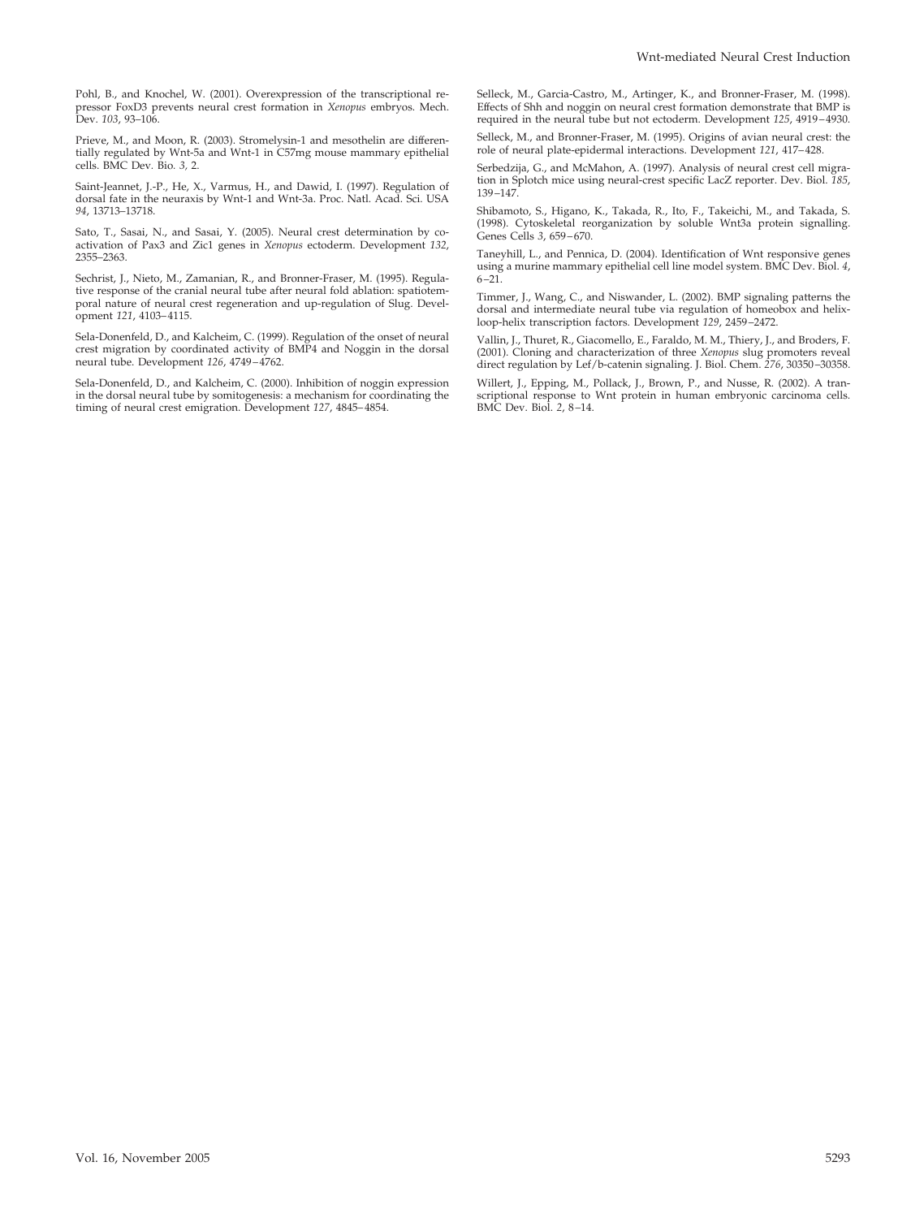Pohl, B., and Knochel, W. (2001). Overexpression of the transcriptional repressor FoxD3 prevents neural crest formation in *Xenopus* embryos. Mech. Dev. *103*, 93–106.

Prieve, M., and Moon, R. (2003). Stromelysin-1 and mesothelin are differentially regulated by Wnt-5a and Wnt-1 in C57mg mouse mammary epithelial cells. BMC Dev. Bio. *3*, 2.

Saint-Jeannet, J.-P., He, X., Varmus, H., and Dawid, I. (1997). Regulation of dorsal fate in the neuraxis by Wnt-1 and Wnt-3a. Proc. Natl. Acad. Sci. USA *94*, 13713–13718.

Sato, T., Sasai, N., and Sasai, Y. (2005). Neural crest determination by coactivation of Pax3 and Zic1 genes in *Xenopus* ectoderm. Development *132*, 2355–2363.

Sechrist, J., Nieto, M., Zamanian, R., and Bronner-Fraser, M. (1995). Regulative response of the cranial neural tube after neural fold ablation: spatiotemporal nature of neural crest regeneration and up-regulation of Slug. Development *121*, 4103–4115.

Sela-Donenfeld, D., and Kalcheim, C. (1999). Regulation of the onset of neural crest migration by coordinated activity of BMP4 and Noggin in the dorsal neural tube. Development *126*, 4749–4762.

Sela-Donenfeld, D., and Kalcheim, C. (2000). Inhibition of noggin expression in the dorsal neural tube by somitogenesis: a mechanism for coordinating the timing of neural crest emigration. Development *127*, 4845–4854.

Selleck, M., Garcia-Castro, M., Artinger, K., and Bronner-Fraser, M. (1998). Effects of Shh and noggin on neural crest formation demonstrate that BMP is required in the neural tube but not ectoderm. Development *125*, 4919–4930.

Selleck, M., and Bronner-Fraser, M. (1995). Origins of avian neural crest: the role of neural plate-epidermal interactions. Development *121*, 417–428.

Serbedzija, G., and McMahon, A. (1997). Analysis of neural crest cell migration in Splotch mice using neural-crest specific LacZ reporter. Dev. Biol. *185*, 139–147.

Shibamoto, S., Higano, K., Takada, R., Ito, F., Takeichi, M., and Takada, S. (1998). Cytoskeletal reorganization by soluble Wnt3a protein signalling. Genes Cells *3*, 659–670.

Taneyhill, L., and Pennica, D. (2004). Identification of Wnt responsive genes using a murine mammary epithelial cell line model system. BMC Dev. Biol. *4*, 6–21.

Timmer, J., Wang, C., and Niswander, L. (2002). BMP signaling patterns the dorsal and intermediate neural tube via regulation of homeobox and helix-loop-helix transcription factors. Development *129*, 2459–2472.

Vallin, J., Thuret, R., Giacomello, E., Faraldo, M. M., Thiery, J., and Broders, F. (2001). Cloning and characterization of three *Xenopus* slug promoters reveal direct regulation by Lef/b-catenin signaling. J. Biol. Chem. *276*, 30350–30358.

Willert, J., Epping, M., Pollack, J., Brown, P., and Nusse, R. (2002). A transcriptional response to Wnt protein in human embryonic carcinoma cells. BMC Dev. Biol. *2*, 8–14.